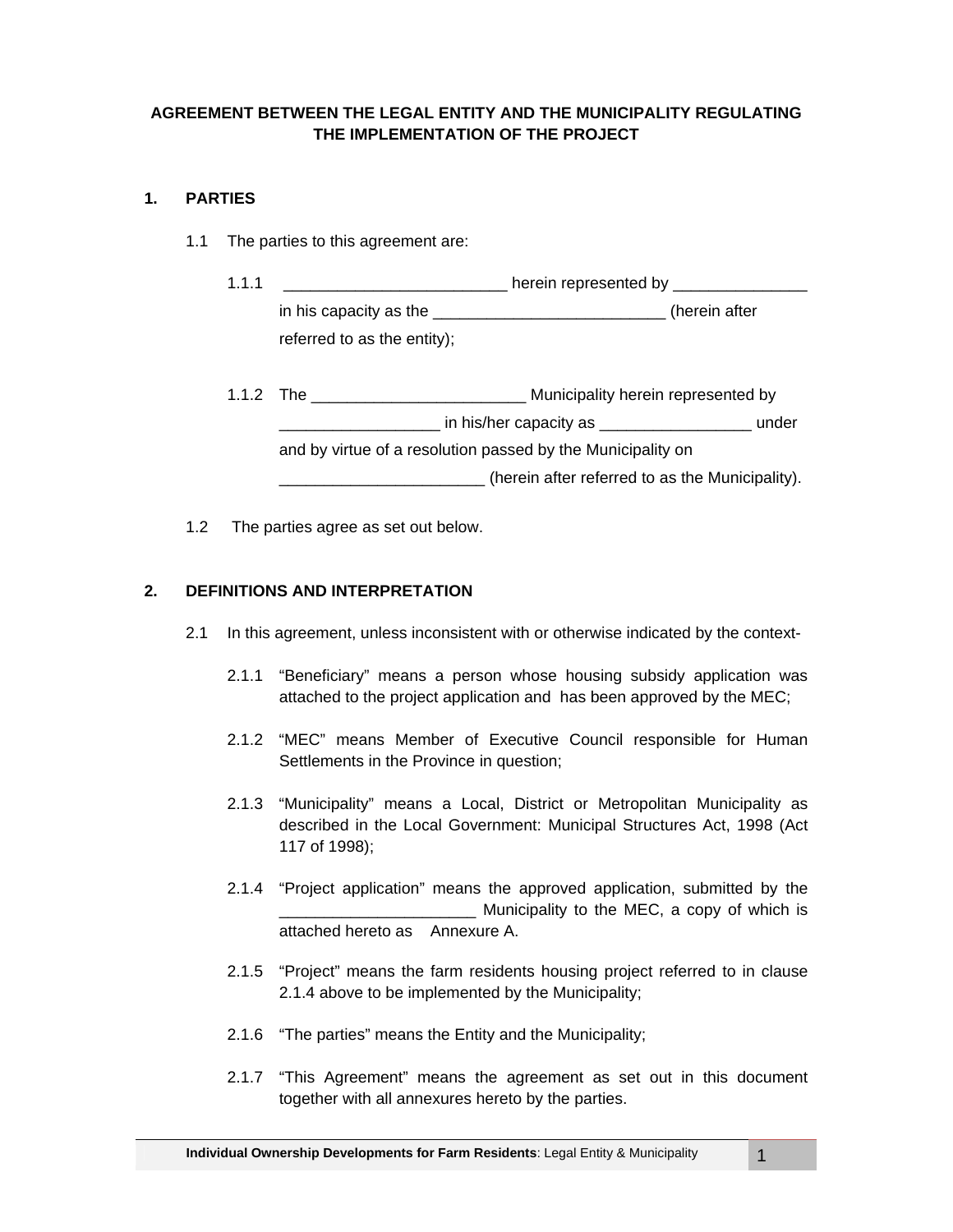**AGREEMENT BETWEEN THE LEGAL ENTITY AND THE MUNICIPALITY REGULATING THE IMPLEMENTATION OF THE PROJECT**

## 1. PARTIES

1.1 The parties to this agreement are:

1.1.1 _________________________ herein represented by _______________ in his capacity as the __________________________ (herein after referred to as the entity);

1.1.2 The ________________________ Municipality herein represented by __________________ in his/her capacity as _________________ under and by virtue of a resolution passed by the Municipality on _______________________ (herein after referred to as the Municipality).

1.2 The parties agree as set out below.

## 2. DEFINITIONS AND INTERPRETATION

2.1 In this agreement, unless inconsistent with or otherwise indicated by the context-

2.1.1 "Beneficiary" means a person whose housing subsidy application was attached to the project application and has been approved by the MEC;

2.1.2 "MEC" means Member of Executive Council responsible for Human Settlements in the Province in question;

2.1.3 "Municipality" means a Local, District or Metropolitan Municipality as described in the Local Government: Municipal Structures Act, 1998 (Act 117 of 1998);

2.1.4 "Project application" means the approved application, submitted by the ______________________ Municipality to the MEC, a copy of which is attached hereto as Annexure A.

2.1.5 "Project" means the farm residents housing project referred to in clause 2.1.4 above to be implemented by the Municipality;

2.1.6 "The parties" means the Entity and the Municipality;

2.1.7 "This Agreement" means the agreement as set out in this document together with all annexures hereto by the parties.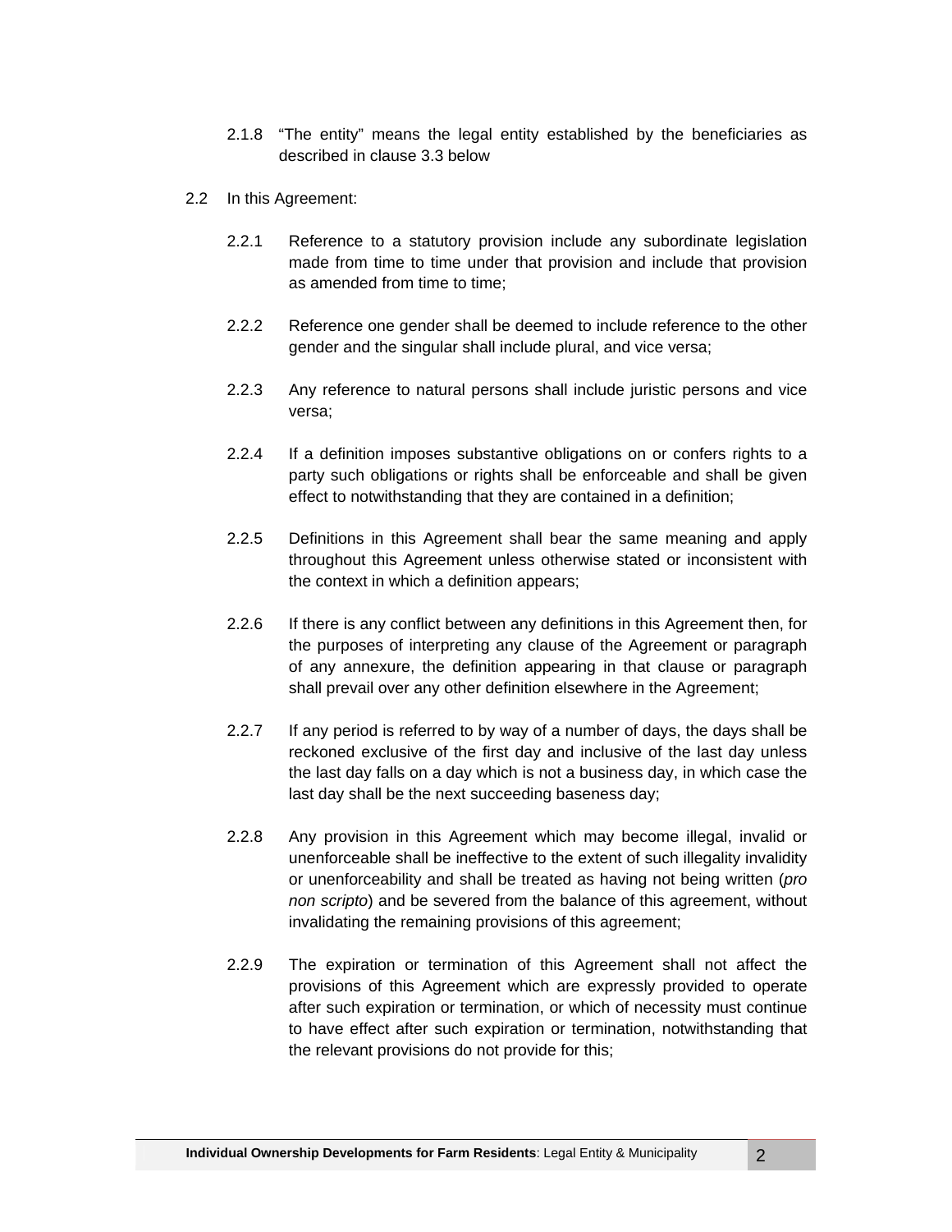2.1.8 "The entity" means the legal entity established by the beneficiaries as described in clause 3.3 below

2.2 In this Agreement:

2.2.1 Reference to a statutory provision include any subordinate legislation made from time to time under that provision and include that provision as amended from time to time;

2.2.2 Reference one gender shall be deemed to include reference to the other gender and the singular shall include plural, and vice versa;

2.2.3 Any reference to natural persons shall include juristic persons and vice versa;

2.2.4 If a definition imposes substantive obligations on or confers rights to a party such obligations or rights shall be enforceable and shall be given effect to notwithstanding that they are contained in a definition;

2.2.5 Definitions in this Agreement shall bear the same meaning and apply throughout this Agreement unless otherwise stated or inconsistent with the context in which a definition appears;

2.2.6 If there is any conflict between any definitions in this Agreement then, for the purposes of interpreting any clause of the Agreement or paragraph of any annexure, the definition appearing in that clause or paragraph shall prevail over any other definition elsewhere in the Agreement;

2.2.7 If any period is referred to by way of a number of days, the days shall be reckoned exclusive of the first day and inclusive of the last day unless the last day falls on a day which is not a business day, in which case the last day shall be the next succeeding baseness day;

2.2.8 Any provision in this Agreement which may become illegal, invalid or unenforceable shall be ineffective to the extent of such illegality invalidity or unenforceability and shall be treated as having not being written (*pro non scripto*) and be severed from the balance of this agreement, without invalidating the remaining provisions of this agreement;

2.2.9 The expiration or termination of this Agreement shall not affect the provisions of this Agreement which are expressly provided to operate after such expiration or termination, or which of necessity must continue to have effect after such expiration or termination, notwithstanding that the relevant provisions do not provide for this;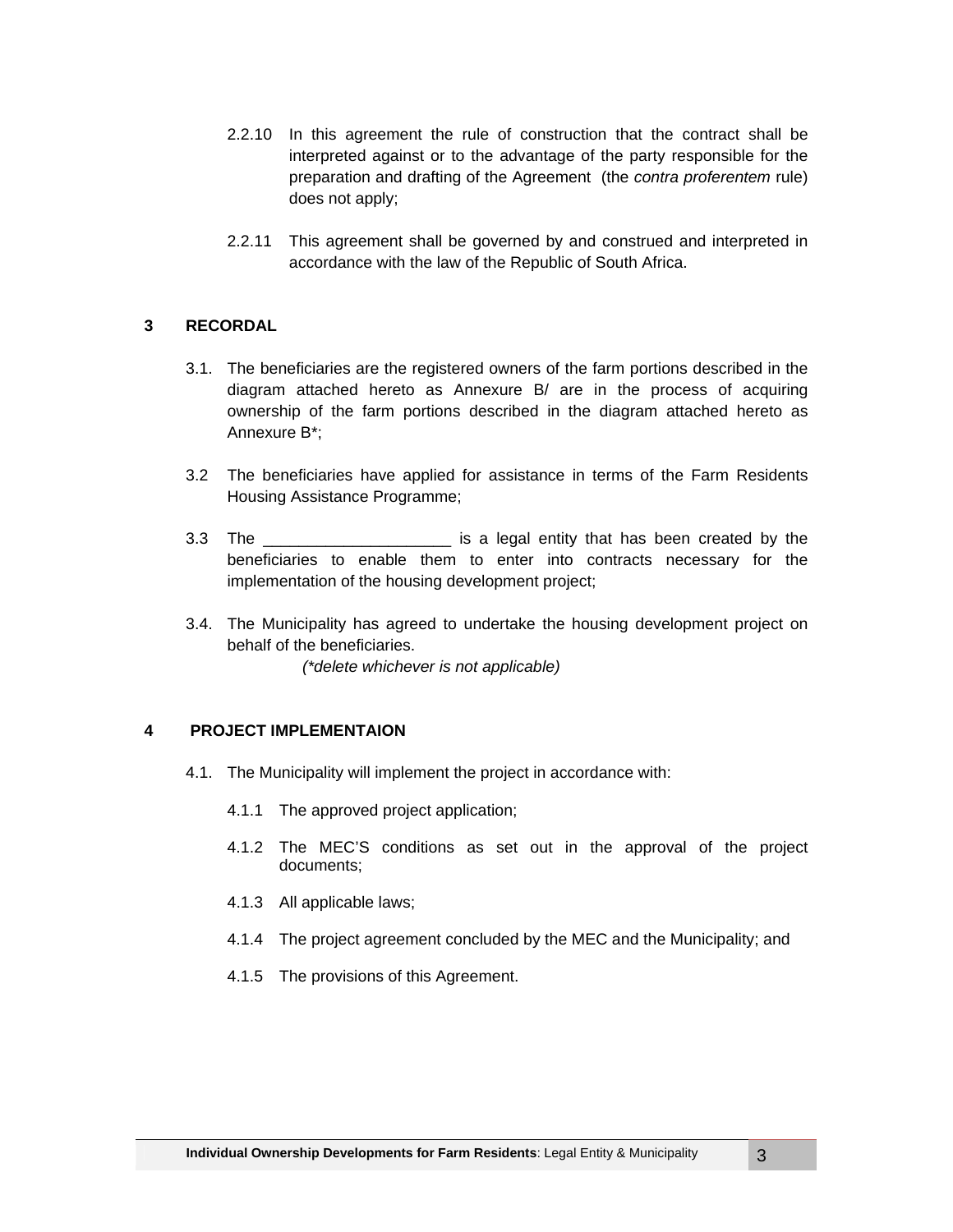2.2.10 In this agreement the rule of construction that the contract shall be interpreted against or to the advantage of the party responsible for the preparation and drafting of the Agreement (the *contra proferentem* rule) does not apply;

2.2.11 This agreement shall be governed by and construed and interpreted in accordance with the law of the Republic of South Africa.

## 3 RECORDAL

3.1. The beneficiaries are the registered owners of the farm portions described in the diagram attached hereto as Annexure B/ are in the process of acquiring ownership of the farm portions described in the diagram attached hereto as Annexure B*;

3.2 The beneficiaries have applied for assistance in terms of the Farm Residents Housing Assistance Programme;

3.3 The _____________________ is a legal entity that has been created by the beneficiaries to enable them to enter into contracts necessary for the implementation of the housing development project;

3.4. The Municipality has agreed to undertake the housing development project on behalf of the beneficiaries.

*(*delete whichever is not applicable)*

## 4 PROJECT IMPLEMENTAION

4.1. The Municipality will implement the project in accordance with:

4.1.1 The approved project application;

4.1.2 The MEC'S conditions as set out in the approval of the project documents;

4.1.3 All applicable laws;

4.1.4 The project agreement concluded by the MEC and the Municipality; and

4.1.5 The provisions of this Agreement.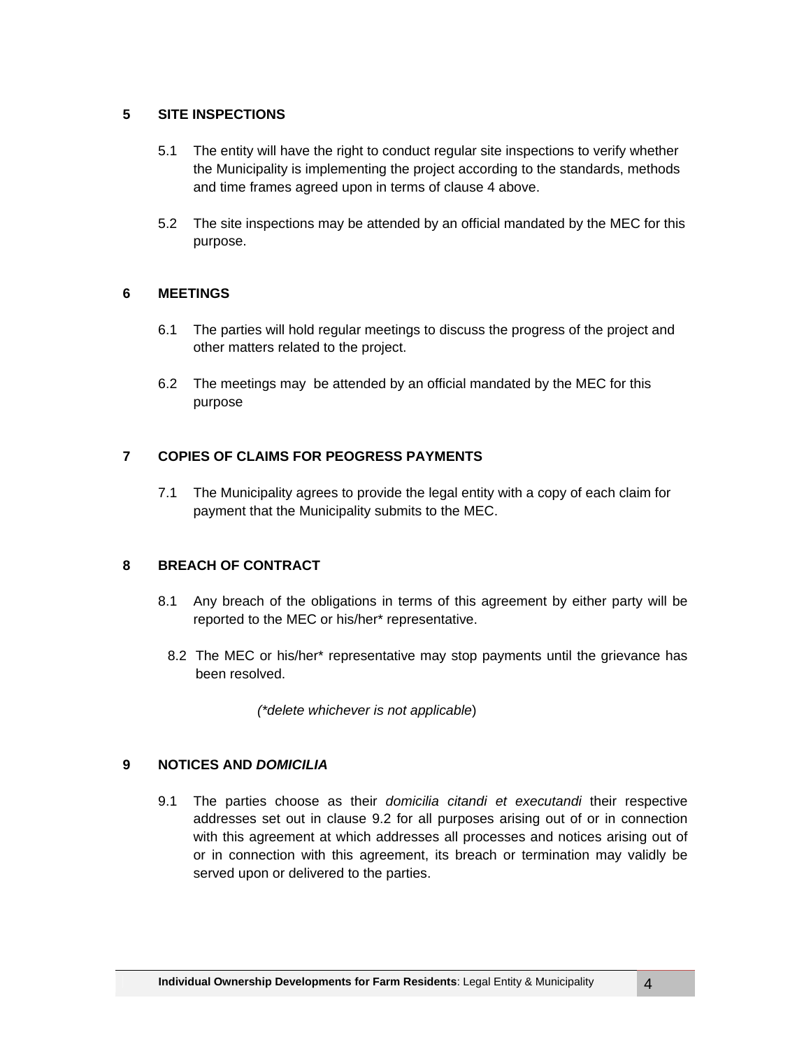## 5 SITE INSPECTIONS

5.1 The entity will have the right to conduct regular site inspections to verify whether the Municipality is implementing the project according to the standards, methods and time frames agreed upon in terms of clause 4 above.

5.2 The site inspections may be attended by an official mandated by the MEC for this purpose.

## 6 MEETINGS

6.1 The parties will hold regular meetings to discuss the progress of the project and other matters related to the project.

6.2 The meetings may be attended by an official mandated by the MEC for this purpose

## 7 COPIES OF CLAIMS FOR PEOGRESS PAYMENTS

7.1 The Municipality agrees to provide the legal entity with a copy of each claim for payment that the Municipality submits to the MEC.

## 8 BREACH OF CONTRACT

8.1 Any breach of the obligations in terms of this agreement by either party will be reported to the MEC or his/her* representative.

8.2 The MEC or his/her* representative may stop payments until the grievance has been resolved.

(*delete whichever is not applicable*)

## 9 NOTICES AND *DOMICILIA*

9.1 The parties choose as their *domicilia citandi et executandi* their respective addresses set out in clause 9.2 for all purposes arising out of or in connection with this agreement at which addresses all processes and notices arising out of or in connection with this agreement, its breach or termination may validly be served upon or delivered to the parties.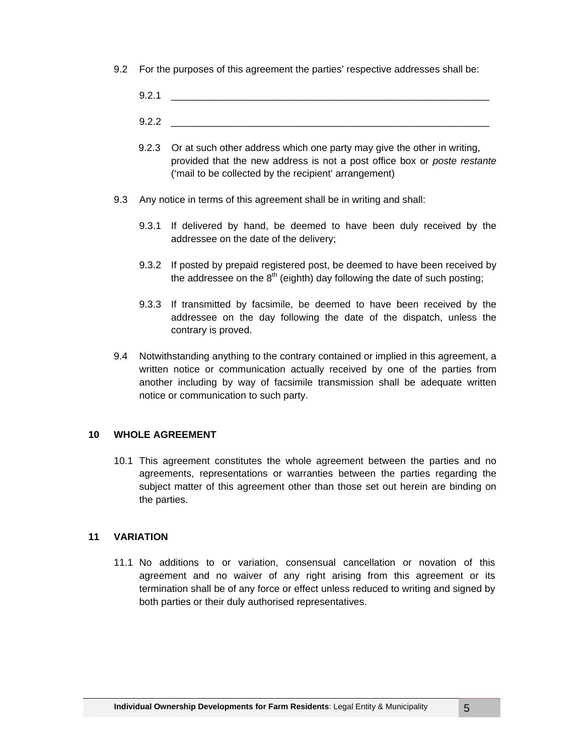9.2 For the purposes of this agreement the parties' respective addresses shall be:

9.2.1 ____________________________________________________________

9.2.2 ____________________________________________________________

9.2.3 Or at such other address which one party may give the other in writing, provided that the new address is not a post office box or *poste restante* ('mail to be collected by the recipient' arrangement)

9.3 Any notice in terms of this agreement shall be in writing and shall:

9.3.1 If delivered by hand, be deemed to have been duly received by the addressee on the date of the delivery;

9.3.2 If posted by prepaid registered post, be deemed to have been received by the addressee on the 8th (eighth) day following the date of such posting;

9.3.3 If transmitted by facsimile, be deemed to have been received by the addressee on the day following the date of the dispatch, unless the contrary is proved.

9.4 Notwithstanding anything to the contrary contained or implied in this agreement, a written notice or communication actually received by one of the parties from another including by way of facsimile transmission shall be adequate written notice or communication to such party.

## 10 WHOLE AGREEMENT

10.1 This agreement constitutes the whole agreement between the parties and no agreements, representations or warranties between the parties regarding the subject matter of this agreement other than those set out herein are binding on the parties.

## 11 VARIATION

11.1 No additions to or variation, consensual cancellation or novation of this agreement and no waiver of any right arising from this agreement or its termination shall be of any force or effect unless reduced to writing and signed by both parties or their duly authorised representatives.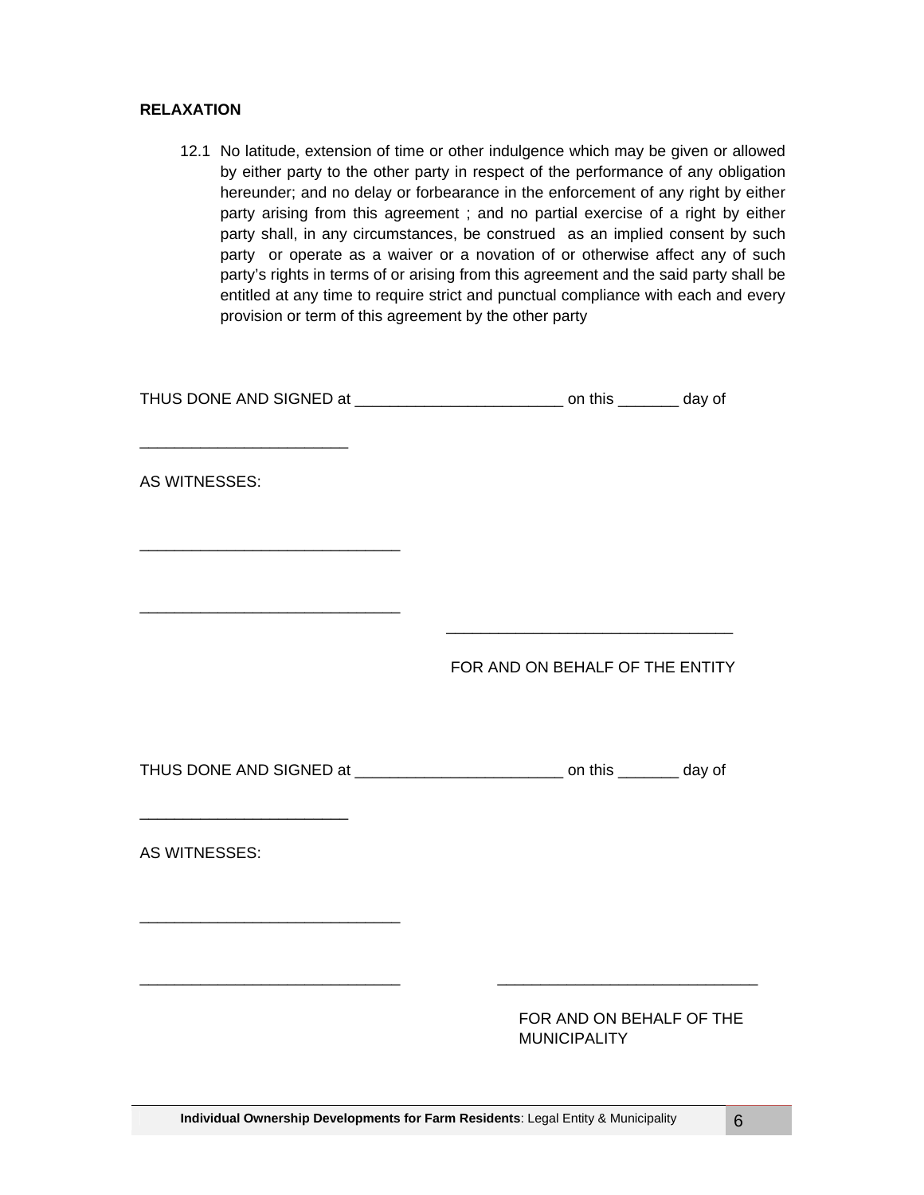**RELAXATION**

12.1 No latitude, extension of time or other indulgence which may be given or allowed by either party to the other party in respect of the performance of any obligation hereunder; and no delay or forbearance in the enforcement of any right by either party arising from this agreement ; and no partial exercise of a right by either party shall, in any circumstances, be construed as an implied consent by such party or operate as a waiver or a novation of or otherwise affect any of such party's rights in terms of or arising from this agreement and the said party shall be entitled at any time to require strict and punctual compliance with each and every provision or term of this agreement by the other party

THUS DONE AND SIGNED at ________________________ on this _______ day of ________________________

AS WITNESSES:

______________________________

______________________________

_________________________________

FOR AND ON BEHALF OF THE ENTITY

THUS DONE AND SIGNED at ________________________ on this _______ day of ________________________

AS WITNESSES:

______________________________

______________________________

______________________________

FOR AND ON BEHALF OF THE MUNICIPALITY